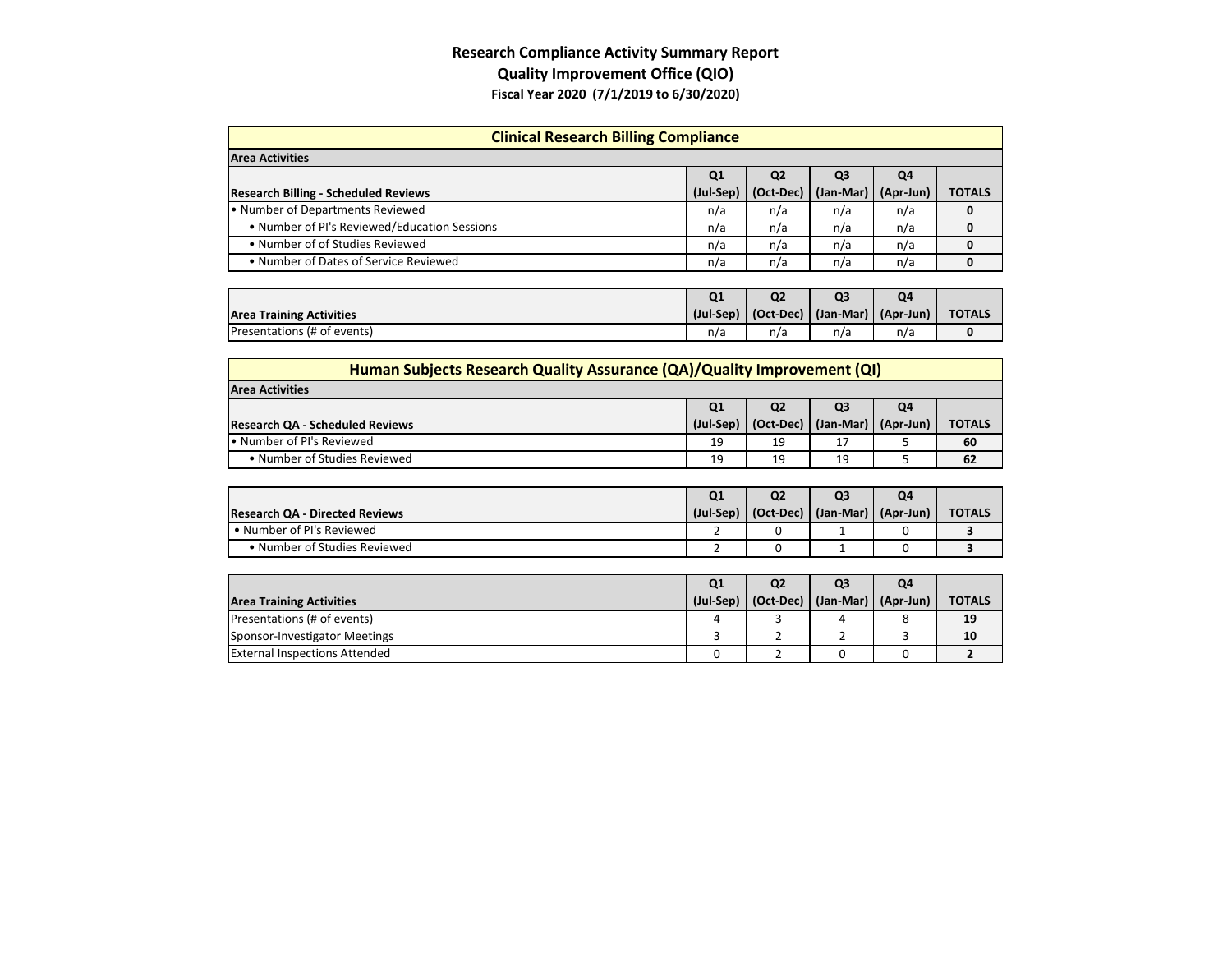# Research Compliance Activity Summary Report

## Quality Improvement Office (QIO)

**Fiscal Year 2020 (7/1/2019 to 6/30/2020)**

## Clinical Research Billing Compliance

**Area Activities**

| Research Billing - Scheduled Reviews | Q1 (Jul-Sep) | Q2 (Oct-Dec) | Q3 (Jan-Mar) | Q4 (Apr-Jun) | TOTALS |
|---|---|---|---|---|---|
| • Number of Departments Reviewed | n/a | n/a | n/a | n/a | **0** |
| • Number of PI's Reviewed/Education Sessions | n/a | n/a | n/a | n/a | **0** |
| • Number of of Studies Reviewed | n/a | n/a | n/a | n/a | **0** |
| • Number of Dates of Service Reviewed | n/a | n/a | n/a | n/a | **0** |

| Area Training Activities | Q1 (Jul-Sep) | Q2 (Oct-Dec) | Q3 (Jan-Mar) | Q4 (Apr-Jun) | TOTALS |
|---|---|---|---|---|---|
| Presentations (# of events) | n/a | n/a | n/a | n/a | **0** |

## Human Subjects Research Quality Assurance (QA)/Quality Improvement (QI)

**Area Activities**

| Research QA - Scheduled Reviews | Q1 (Jul-Sep) | Q2 (Oct-Dec) | Q3 (Jan-Mar) | Q4 (Apr-Jun) | TOTALS |
|---|---|---|---|---|---|
| • Number of PI's Reviewed | 19 | 19 | 17 | 5 | **60** |
| • Number of Studies Reviewed | 19 | 19 | 19 | 5 | **62** |

| Research QA - Directed Reviews | Q1 (Jul-Sep) | Q2 (Oct-Dec) | Q3 (Jan-Mar) | Q4 (Apr-Jun) | TOTALS |
|---|---|---|---|---|---|
| • Number of PI's Reviewed | 2 | 0 | 1 | 0 | **3** |
| • Number of Studies Reviewed | 2 | 0 | 1 | 0 | **3** |

| Area Training Activities | Q1 (Jul-Sep) | Q2 (Oct-Dec) | Q3 (Jan-Mar) | Q4 (Apr-Jun) | TOTALS |
|---|---|---|---|---|---|
| Presentations (# of events) | 4 | 3 | 4 | 8 | **19** |
| Sponsor-Investigator Meetings | 3 | 2 | 2 | 3 | **10** |
| External Inspections Attended | 0 | 2 | 0 | 0 | **2** |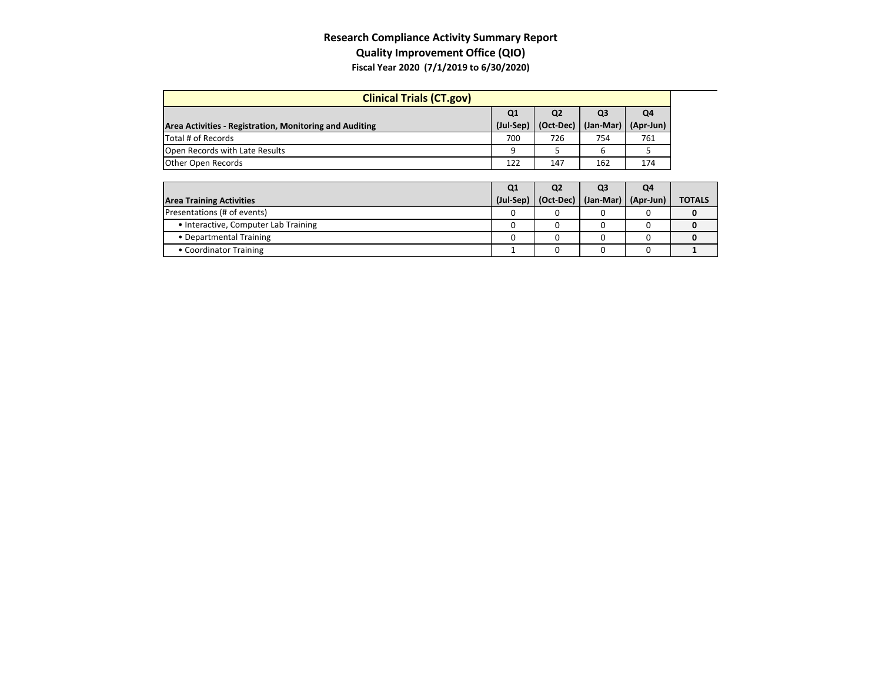# Research Compliance Activity Summary Report

## Quality Improvement Office (QIO)

### Fiscal Year 2020 (7/1/2019 to 6/30/2020)

**Clinical Trials (CT.gov)**

| Area Activities - Registration, Monitoring and Auditing | Q1 (Jul-Sep) | Q2 (Oct-Dec) | Q3 (Jan-Mar) | Q4 (Apr-Jun) |
|---|---|---|---|---|
| Total # of Records | 700 | 726 | 754 | 761 |
| Open Records with Late Results | 9 | 5 | 6 | 5 |
| Other Open Records | 122 | 147 | 162 | 174 |

| Area Training Activities | Q1 (Jul-Sep) | Q2 (Oct-Dec) | Q3 (Jan-Mar) | Q4 (Apr-Jun) | TOTALS |
|---|---|---|---|---|---|
| Presentations (# of events) | 0 | 0 | 0 | 0 | **0** |
| • Interactive, Computer Lab Training | 0 | 0 | 0 | 0 | **0** |
| • Departmental Training | 0 | 0 | 0 | 0 | **0** |
| • Coordinator Training | 1 | 0 | 0 | 0 | **1** |